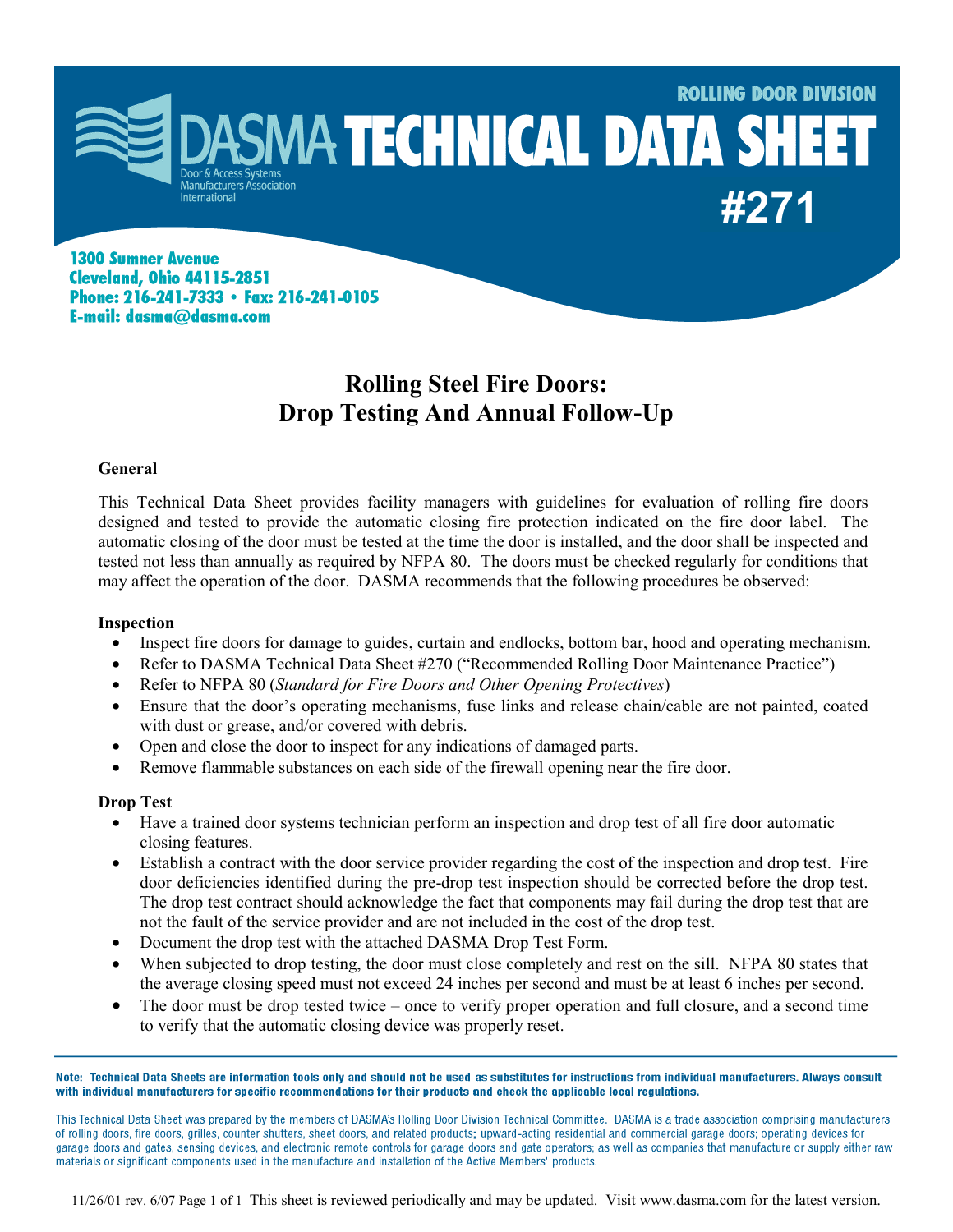ROLLING DOOR DIVISION

# DASMA TECHNICAL DATA SHEET #271

Door & Access Systems Manufacturers Association International

1300 Sumner Avenue
Cleveland, Ohio 44115-2851
Phone: 216-241-7333 • Fax: 216-241-0105
E-mail: dasma@dasma.com

## Rolling Steel Fire Doors: Drop Testing And Annual Follow-Up

### General

This Technical Data Sheet provides facility managers with guidelines for evaluation of rolling fire doors designed and tested to provide the automatic closing fire protection indicated on the fire door label. The automatic closing of the door must be tested at the time the door is installed, and the door shall be inspected and tested not less than annually as required by NFPA 80. The doors must be checked regularly for conditions that may affect the operation of the door. DASMA recommends that the following procedures be observed:

### Inspection

- Inspect fire doors for damage to guides, curtain and endlocks, bottom bar, hood and operating mechanism.
- Refer to DASMA Technical Data Sheet #270 ("Recommended Rolling Door Maintenance Practice")
- Refer to NFPA 80 (*Standard for Fire Doors and Other Opening Protectives*)
- Ensure that the door's operating mechanisms, fuse links and release chain/cable are not painted, coated with dust or grease, and/or covered with debris.
- Open and close the door to inspect for any indications of damaged parts.
- Remove flammable substances on each side of the firewall opening near the fire door.

### Drop Test

- Have a trained door systems technician perform an inspection and drop test of all fire door automatic closing features.
- Establish a contract with the door service provider regarding the cost of the inspection and drop test. Fire door deficiencies identified during the pre-drop test inspection should be corrected before the drop test. The drop test contract should acknowledge the fact that components may fail during the drop test that are not the fault of the service provider and are not included in the cost of the drop test.
- Document the drop test with the attached DASMA Drop Test Form.
- When subjected to drop testing, the door must close completely and rest on the sill. NFPA 80 states that the average closing speed must not exceed 24 inches per second and must be at least 6 inches per second.
- The door must be drop tested twice – once to verify proper operation and full closure, and a second time to verify that the automatic closing device was properly reset.

**Note: Technical Data Sheets are information tools only and should not be used as substitutes for instructions from individual manufacturers. Always consult with individual manufacturers for specific recommendations for their products and check the applicable local regulations.**

This Technical Data Sheet was prepared by the members of DASMA's Rolling Door Division Technical Committee. DASMA is a trade association comprising manufacturers of rolling doors, fire doors, grilles, counter shutters, sheet doors, and related products; upward-acting residential and commercial garage doors; operating devices for garage doors and gates, sensing devices, and electronic remote controls for garage doors and gate operators; as well as companies that manufacture or supply either raw materials or significant components used in the manufacture and installation of the Active Members' products.

11/26/01 rev. 6/07 This sheet is reviewed periodically and may be updated. Visit www.dasma.com for the latest version.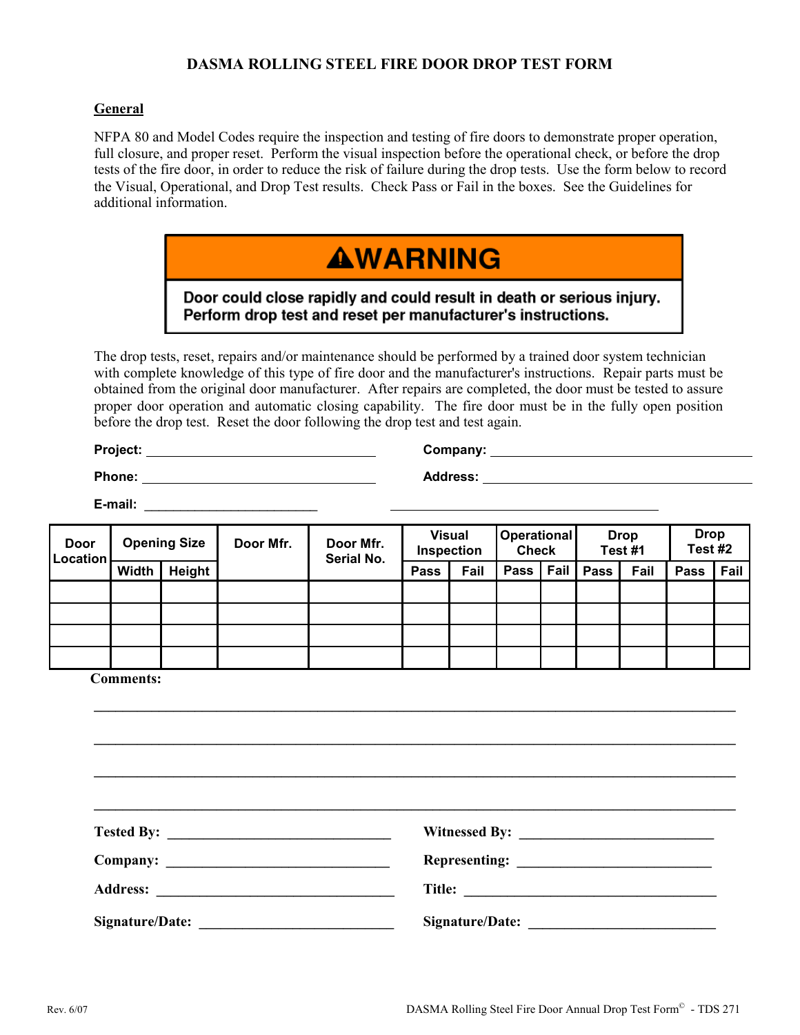# DASMA ROLLING STEEL FIRE DOOR DROP TEST FORM

## General

NFPA 80 and Model Codes require the inspection and testing of fire doors to demonstrate proper operation, full closure, and proper reset. Perform the visual inspection before the operational check, or before the drop tests of the fire door, in order to reduce the risk of failure during the drop tests. Use the form below to record the Visual, Operational, and Drop Test results. Check Pass or Fail in the boxes. See the Guidelines for additional information.

> **⚠WARNING**
>
> **Door could close rapidly and could result in death or serious injury. Perform drop test and reset per manufacturer's instructions.**

The drop tests, reset, repairs and/or maintenance should be performed by a trained door system technician with complete knowledge of this type of fire door and the manufacturer's instructions. Repair parts must be obtained from the original door manufacturer. After repairs are completed, the door must be tested to assure proper door operation and automatic closing capability. The fire door must be in the fully open position before the drop test. Reset the door following the drop test and test again.

**Project:** ______________________________ **Company:** ______________________________

**Phone:** ______________________________ **Address:** ______________________________

**E-mail:** ______________________________ ______________________________

| Door Location | Opening Size | | Door Mfr. | Door Mfr. Serial No. | Visual Inspection | | Operational Check | | Drop Test #1 | | Drop Test #2 | |
|---|---|---|---|---|---|---|---|---|---|---|---|---|
| | Width | Height | | | Pass | Fail | Pass | Fail | Pass | Fail | Pass | Fail |
| | | | | | | | | | | | | |
| | | | | | | | | | | | | |
| | | | | | | | | | | | | |
| | | | | | | | | | | | | |

**Comments:**

______________________________________________________________________

______________________________________________________________________

______________________________________________________________________

______________________________________________________________________

**Tested By:** ______________________________ **Witnessed By:** ______________________________

**Company:** ______________________________ **Representing:** ______________________________

**Address:** ______________________________ **Title:** ______________________________

**Signature/Date:** ______________________________ **Signature/Date:** ______________________________

Rev. 6/07

DASMA Rolling Steel Fire Door Annual Drop Test Form© - TDS 271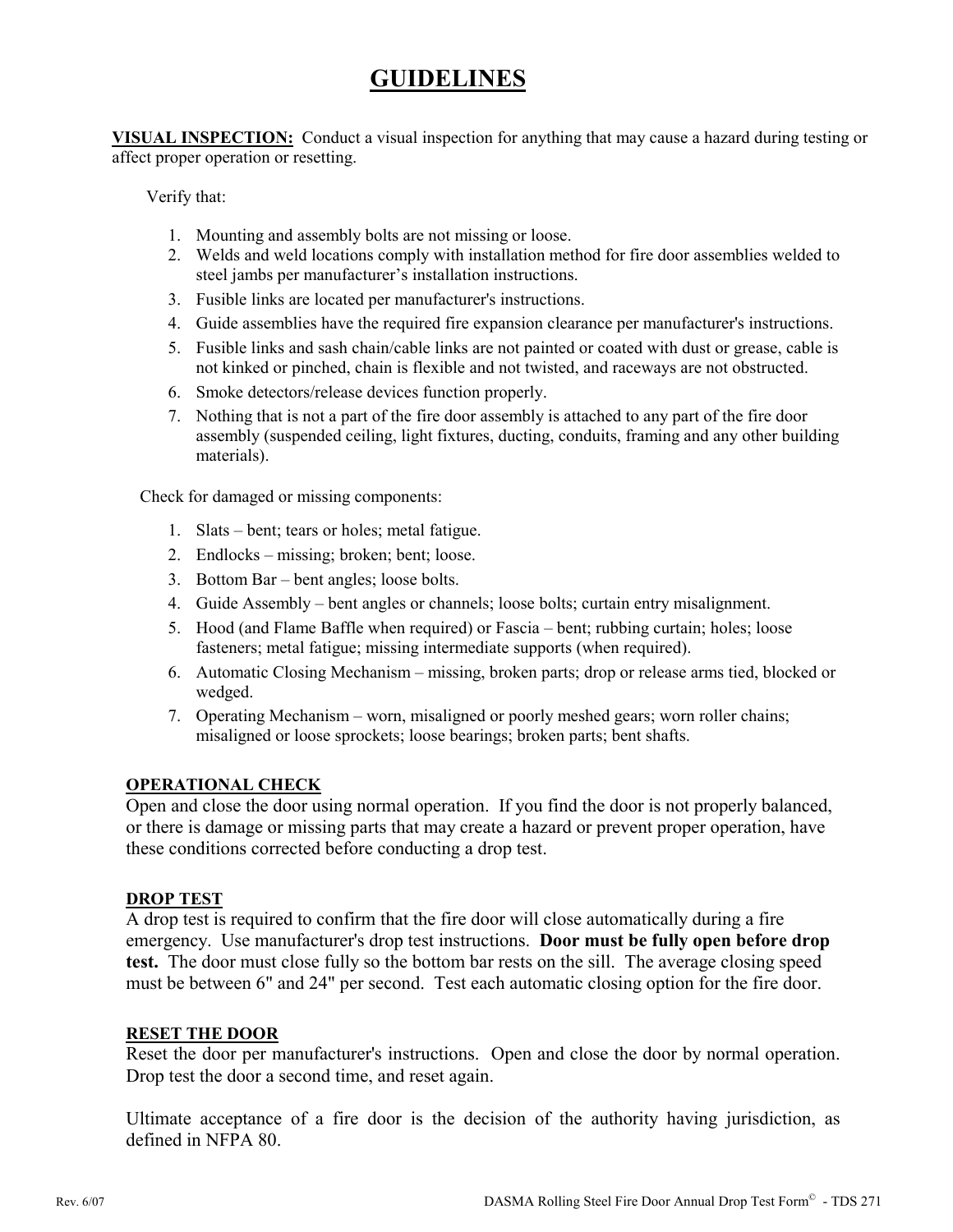# GUIDELINES

**VISUAL INSPECTION:** Conduct a visual inspection for anything that may cause a hazard during testing or affect proper operation or resetting.

Verify that:

1. Mounting and assembly bolts are not missing or loose.
2. Welds and weld locations comply with installation method for fire door assemblies welded to steel jambs per manufacturer's installation instructions.
3. Fusible links are located per manufacturer's instructions.
4. Guide assemblies have the required fire expansion clearance per manufacturer's instructions.
5. Fusible links and sash chain/cable links are not painted or coated with dust or grease, cable is not kinked or pinched, chain is flexible and not twisted, and raceways are not obstructed.
6. Smoke detectors/release devices function properly.
7. Nothing that is not a part of the fire door assembly is attached to any part of the fire door assembly (suspended ceiling, light fixtures, ducting, conduits, framing and any other building materials).

Check for damaged or missing components:

1. Slats – bent; tears or holes; metal fatigue.
2. Endlocks – missing; broken; bent; loose.
3. Bottom Bar – bent angles; loose bolts.
4. Guide Assembly – bent angles or channels; loose bolts; curtain entry misalignment.
5. Hood (and Flame Baffle when required) or Fascia – bent; rubbing curtain; holes; loose fasteners; metal fatigue; missing intermediate supports (when required).
6. Automatic Closing Mechanism – missing, broken parts; drop or release arms tied, blocked or wedged.
7. Operating Mechanism – worn, misaligned or poorly meshed gears; worn roller chains; misaligned or loose sprockets; loose bearings; broken parts; bent shafts.

**OPERATIONAL CHECK**

Open and close the door using normal operation. If you find the door is not properly balanced, or there is damage or missing parts that may create a hazard or prevent proper operation, have these conditions corrected before conducting a drop test.

**DROP TEST**

A drop test is required to confirm that the fire door will close automatically during a fire emergency. Use manufacturer's drop test instructions. **Door must be fully open before drop test.** The door must close fully so the bottom bar rests on the sill. The average closing speed must be between 6" and 24" per second. Test each automatic closing option for the fire door.

**RESET THE DOOR**

Reset the door per manufacturer's instructions. Open and close the door by normal operation. Drop test the door a second time, and reset again.

Ultimate acceptance of a fire door is the decision of the authority having jurisdiction, as defined in NFPA 80.